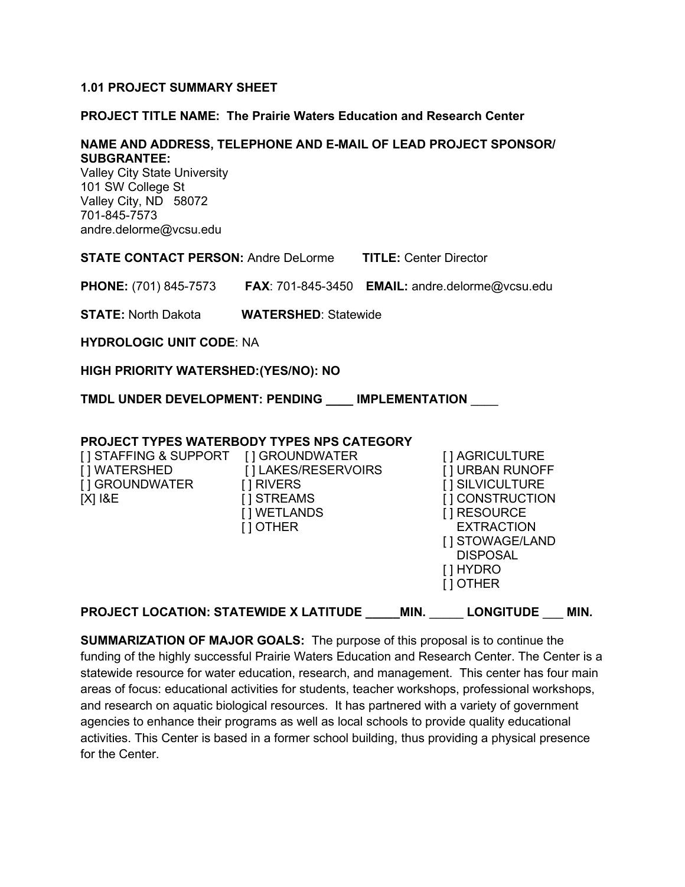## 1.01 PROJECT SUMMARY SHEET

**PROJECT TITLE NAME: The Prairie Waters Education and Research Center**

**NAME AND ADDRESS, TELEPHONE AND E-MAIL OF LEAD PROJECT SPONSOR/ SUBGRANTEE:**
Valley City State University
101 SW College St
Valley City, ND 58072
701-845-7573
andre.delorme@vcsu.edu

**STATE CONTACT PERSON:** Andre DeLorme **TITLE:** Center Director

**PHONE:** (701) 845-7573 **FAX**: 701-845-3450 **EMAIL:** andre.delorme@vcsu.edu

**STATE:** North Dakota **WATERSHED**: Statewide

**HYDROLOGIC UNIT CODE**: NA

**HIGH PRIORITY WATERSHED:(YES/NO): NO**

**TMDL UNDER DEVELOPMENT: PENDING ____ IMPLEMENTATION ____**

**PROJECT TYPES WATERBODY TYPES NPS CATEGORY**

| PROJECT TYPES | WATERBODY TYPES | NPS CATEGORY |
|---|---|---|
| [ ] STAFFING & SUPPORT | [ ] GROUNDWATER | [ ] AGRICULTURE |
| [ ] WATERSHED | [ ] LAKES/RESERVOIRS | [ ] URBAN RUNOFF |
| [ ] GROUNDWATER | [ ] RIVERS | [ ] SILVICULTURE |
| [X] I&E | [ ] STREAMS | [ ] CONSTRUCTION |
| | [ ] WETLANDS | [ ] RESOURCE EXTRACTION |
| | [ ] OTHER | [ ] STOWAGE/LAND DISPOSAL |
| | | [ ] HYDRO |
| | | [ ] OTHER |

**PROJECT LOCATION: STATEWIDE X LATITUDE _____MIN. _____ LONGITUDE ___ MIN.**

**SUMMARIZATION OF MAJOR GOALS:** The purpose of this proposal is to continue the funding of the highly successful Prairie Waters Education and Research Center. The Center is a statewide resource for water education, research, and management. This center has four main areas of focus: educational activities for students, teacher workshops, professional workshops, and research on aquatic biological resources. It has partnered with a variety of government agencies to enhance their programs as well as local schools to provide quality educational activities. This Center is based in a former school building, thus providing a physical presence for the Center.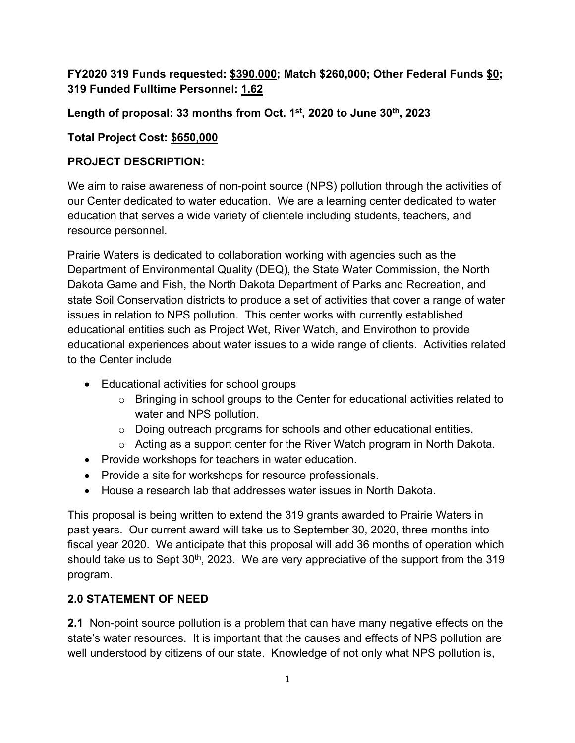**FY2020 319 Funds requested: $390.000; Match $260,000; Other Federal Funds $0; 319 Funded Fulltime Personnel: 1.62**

**Length of proposal: 33 months from Oct. 1st, 2020 to June 30th, 2023**

**Total Project Cost: $650,000**

## PROJECT DESCRIPTION:

We aim to raise awareness of non-point source (NPS) pollution through the activities of our Center dedicated to water education. We are a learning center dedicated to water education that serves a wide variety of clientele including students, teachers, and resource personnel.

Prairie Waters is dedicated to collaboration working with agencies such as the Department of Environmental Quality (DEQ), the State Water Commission, the North Dakota Game and Fish, the North Dakota Department of Parks and Recreation, and state Soil Conservation districts to produce a set of activities that cover a range of water issues in relation to NPS pollution. This center works with currently established educational entities such as Project Wet, River Watch, and Envirothon to provide educational experiences about water issues to a wide range of clients. Activities related to the Center include

- Educational activities for school groups
  - Bringing in school groups to the Center for educational activities related to water and NPS pollution.
  - Doing outreach programs for schools and other educational entities.
  - Acting as a support center for the River Watch program in North Dakota.
- Provide workshops for teachers in water education.
- Provide a site for workshops for resource professionals.
- House a research lab that addresses water issues in North Dakota.

This proposal is being written to extend the 319 grants awarded to Prairie Waters in past years. Our current award will take us to September 30, 2020, three months into fiscal year 2020. We anticipate that this proposal will add 36 months of operation which should take us to Sept 30th, 2023. We are very appreciative of the support from the 319 program.

## 2.0 STATEMENT OF NEED

**2.1** Non-point source pollution is a problem that can have many negative effects on the state's water resources. It is important that the causes and effects of NPS pollution are well understood by citizens of our state. Knowledge of not only what NPS pollution is,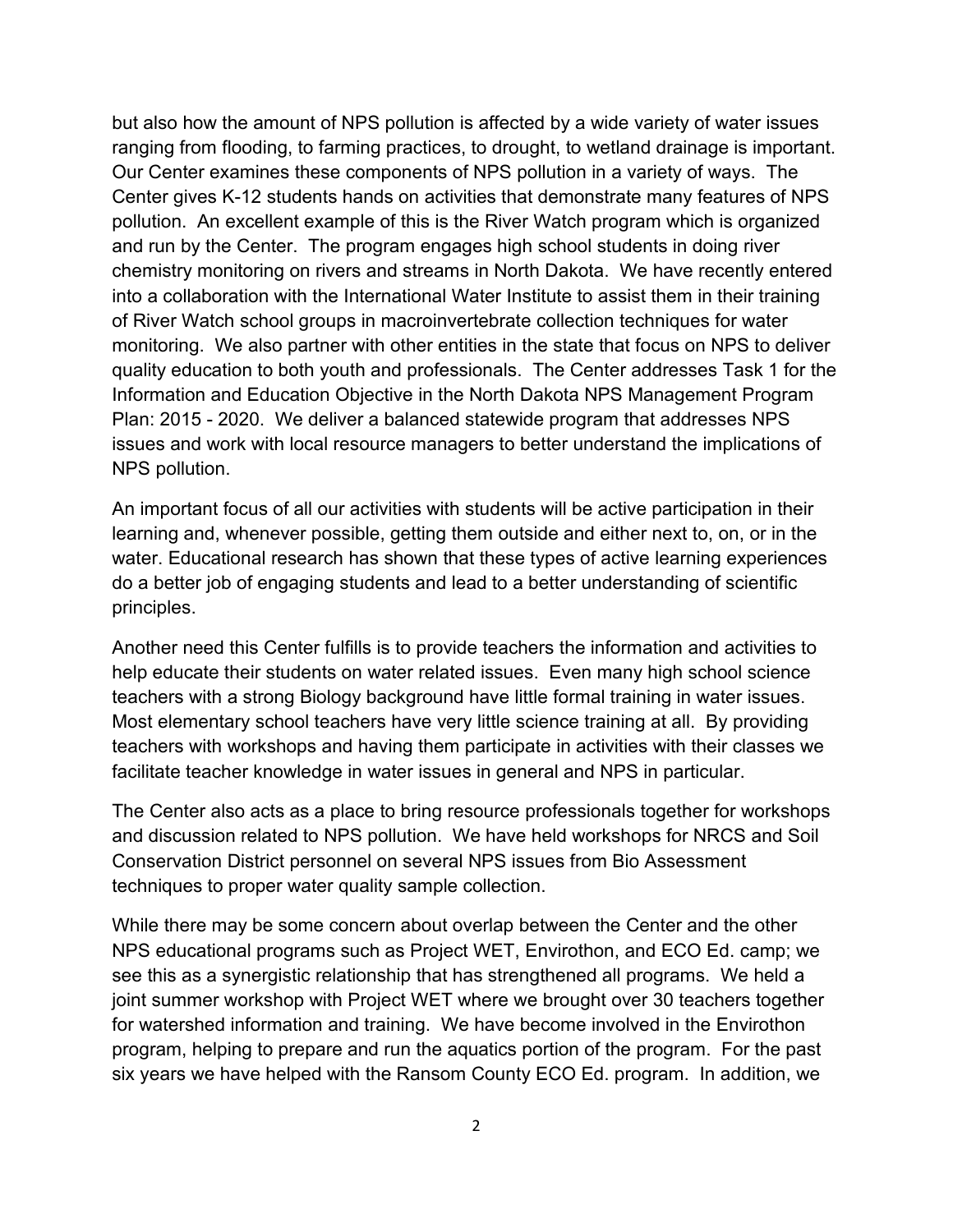but also how the amount of NPS pollution is affected by a wide variety of water issues ranging from flooding, to farming practices, to drought, to wetland drainage is important. Our Center examines these components of NPS pollution in a variety of ways. The Center gives K-12 students hands on activities that demonstrate many features of NPS pollution. An excellent example of this is the River Watch program which is organized and run by the Center. The program engages high school students in doing river chemistry monitoring on rivers and streams in North Dakota. We have recently entered into a collaboration with the International Water Institute to assist them in their training of River Watch school groups in macroinvertebrate collection techniques for water monitoring. We also partner with other entities in the state that focus on NPS to deliver quality education to both youth and professionals. The Center addresses Task 1 for the Information and Education Objective in the North Dakota NPS Management Program Plan: 2015 - 2020. We deliver a balanced statewide program that addresses NPS issues and work with local resource managers to better understand the implications of NPS pollution.

An important focus of all our activities with students will be active participation in their learning and, whenever possible, getting them outside and either next to, on, or in the water. Educational research has shown that these types of active learning experiences do a better job of engaging students and lead to a better understanding of scientific principles.

Another need this Center fulfills is to provide teachers the information and activities to help educate their students on water related issues. Even many high school science teachers with a strong Biology background have little formal training in water issues. Most elementary school teachers have very little science training at all. By providing teachers with workshops and having them participate in activities with their classes we facilitate teacher knowledge in water issues in general and NPS in particular.

The Center also acts as a place to bring resource professionals together for workshops and discussion related to NPS pollution. We have held workshops for NRCS and Soil Conservation District personnel on several NPS issues from Bio Assessment techniques to proper water quality sample collection.

While there may be some concern about overlap between the Center and the other NPS educational programs such as Project WET, Envirothon, and ECO Ed. camp; we see this as a synergistic relationship that has strengthened all programs. We held a joint summer workshop with Project WET where we brought over 30 teachers together for watershed information and training. We have become involved in the Envirothon program, helping to prepare and run the aquatics portion of the program. For the past six years we have helped with the Ransom County ECO Ed. program. In addition, we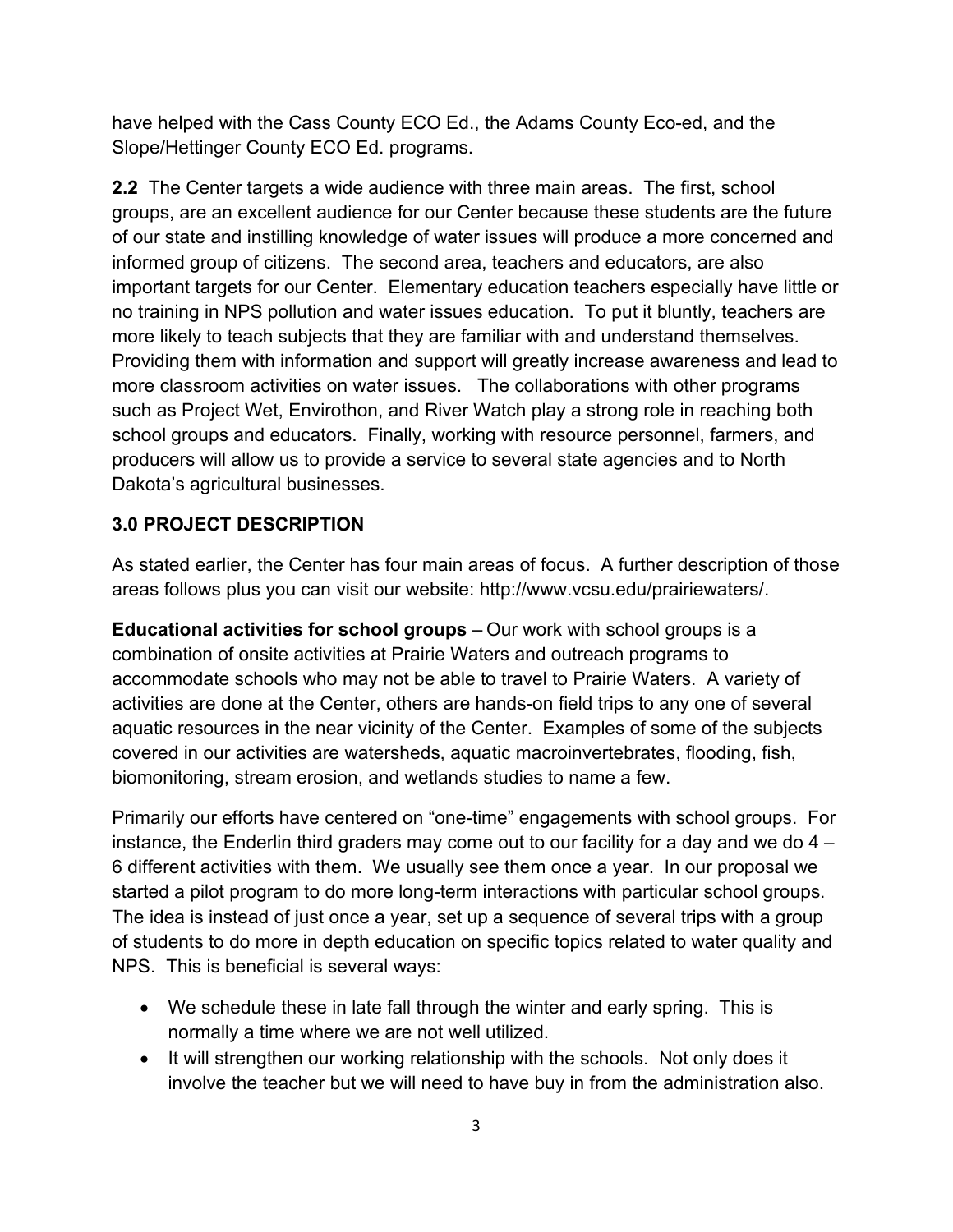have helped with the Cass County ECO Ed., the Adams County Eco-ed, and the Slope/Hettinger County ECO Ed. programs.

**2.2** The Center targets a wide audience with three main areas. The first, school groups, are an excellent audience for our Center because these students are the future of our state and instilling knowledge of water issues will produce a more concerned and informed group of citizens. The second area, teachers and educators, are also important targets for our Center. Elementary education teachers especially have little or no training in NPS pollution and water issues education. To put it bluntly, teachers are more likely to teach subjects that they are familiar with and understand themselves. Providing them with information and support will greatly increase awareness and lead to more classroom activities on water issues. The collaborations with other programs such as Project Wet, Envirothon, and River Watch play a strong role in reaching both school groups and educators. Finally, working with resource personnel, farmers, and producers will allow us to provide a service to several state agencies and to North Dakota's agricultural businesses.

## 3.0 PROJECT DESCRIPTION

As stated earlier, the Center has four main areas of focus. A further description of those areas follows plus you can visit our website: http://www.vcsu.edu/prairiewaters/.

**Educational activities for school groups** – Our work with school groups is a combination of onsite activities at Prairie Waters and outreach programs to accommodate schools who may not be able to travel to Prairie Waters. A variety of activities are done at the Center, others are hands-on field trips to any one of several aquatic resources in the near vicinity of the Center. Examples of some of the subjects covered in our activities are watersheds, aquatic macroinvertebrates, flooding, fish, biomonitoring, stream erosion, and wetlands studies to name a few.

Primarily our efforts have centered on "one-time" engagements with school groups. For instance, the Enderlin third graders may come out to our facility for a day and we do 4 – 6 different activities with them. We usually see them once a year. In our proposal we started a pilot program to do more long-term interactions with particular school groups. The idea is instead of just once a year, set up a sequence of several trips with a group of students to do more in depth education on specific topics related to water quality and NPS. This is beneficial is several ways:

- We schedule these in late fall through the winter and early spring. This is normally a time where we are not well utilized.
- It will strengthen our working relationship with the schools. Not only does it involve the teacher but we will need to have buy in from the administration also.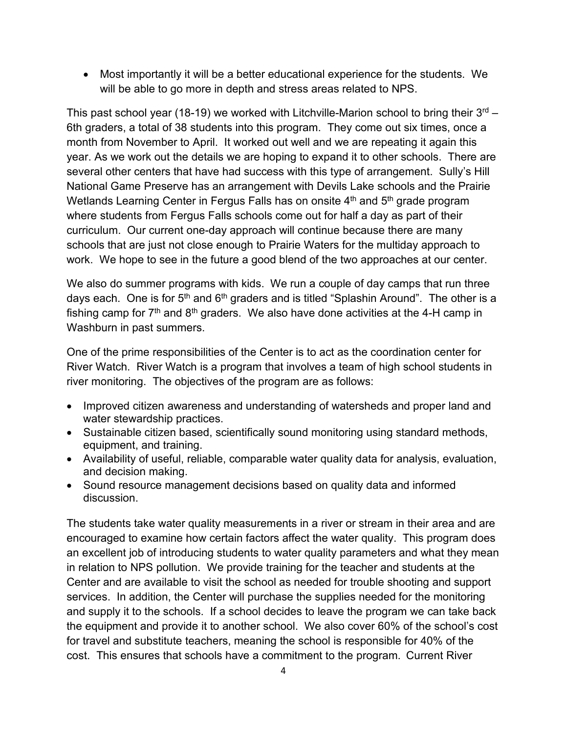- Most importantly it will be a better educational experience for the students. We will be able to go more in depth and stress areas related to NPS.

This past school year (18-19) we worked with Litchville-Marion school to bring their 3rd – 6th graders, a total of 38 students into this program. They come out six times, once a month from November to April. It worked out well and we are repeating it again this year. As we work out the details we are hoping to expand it to other schools. There are several other centers that have had success with this type of arrangement. Sully's Hill National Game Preserve has an arrangement with Devils Lake schools and the Prairie Wetlands Learning Center in Fergus Falls has on onsite 4th and 5th grade program where students from Fergus Falls schools come out for half a day as part of their curriculum. Our current one-day approach will continue because there are many schools that are just not close enough to Prairie Waters for the multiday approach to work. We hope to see in the future a good blend of the two approaches at our center.

We also do summer programs with kids. We run a couple of day camps that run three days each. One is for 5th and 6th graders and is titled "Splashin Around". The other is a fishing camp for 7th and 8th graders. We also have done activities at the 4-H camp in Washburn in past summers.

One of the prime responsibilities of the Center is to act as the coordination center for River Watch. River Watch is a program that involves a team of high school students in river monitoring. The objectives of the program are as follows:

- Improved citizen awareness and understanding of watersheds and proper land and water stewardship practices.
- Sustainable citizen based, scientifically sound monitoring using standard methods, equipment, and training.
- Availability of useful, reliable, comparable water quality data for analysis, evaluation, and decision making.
- Sound resource management decisions based on quality data and informed discussion.

The students take water quality measurements in a river or stream in their area and are encouraged to examine how certain factors affect the water quality. This program does an excellent job of introducing students to water quality parameters and what they mean in relation to NPS pollution. We provide training for the teacher and students at the Center and are available to visit the school as needed for trouble shooting and support services. In addition, the Center will purchase the supplies needed for the monitoring and supply it to the schools. If a school decides to leave the program we can take back the equipment and provide it to another school. We also cover 60% of the school's cost for travel and substitute teachers, meaning the school is responsible for 40% of the cost. This ensures that schools have a commitment to the program. Current River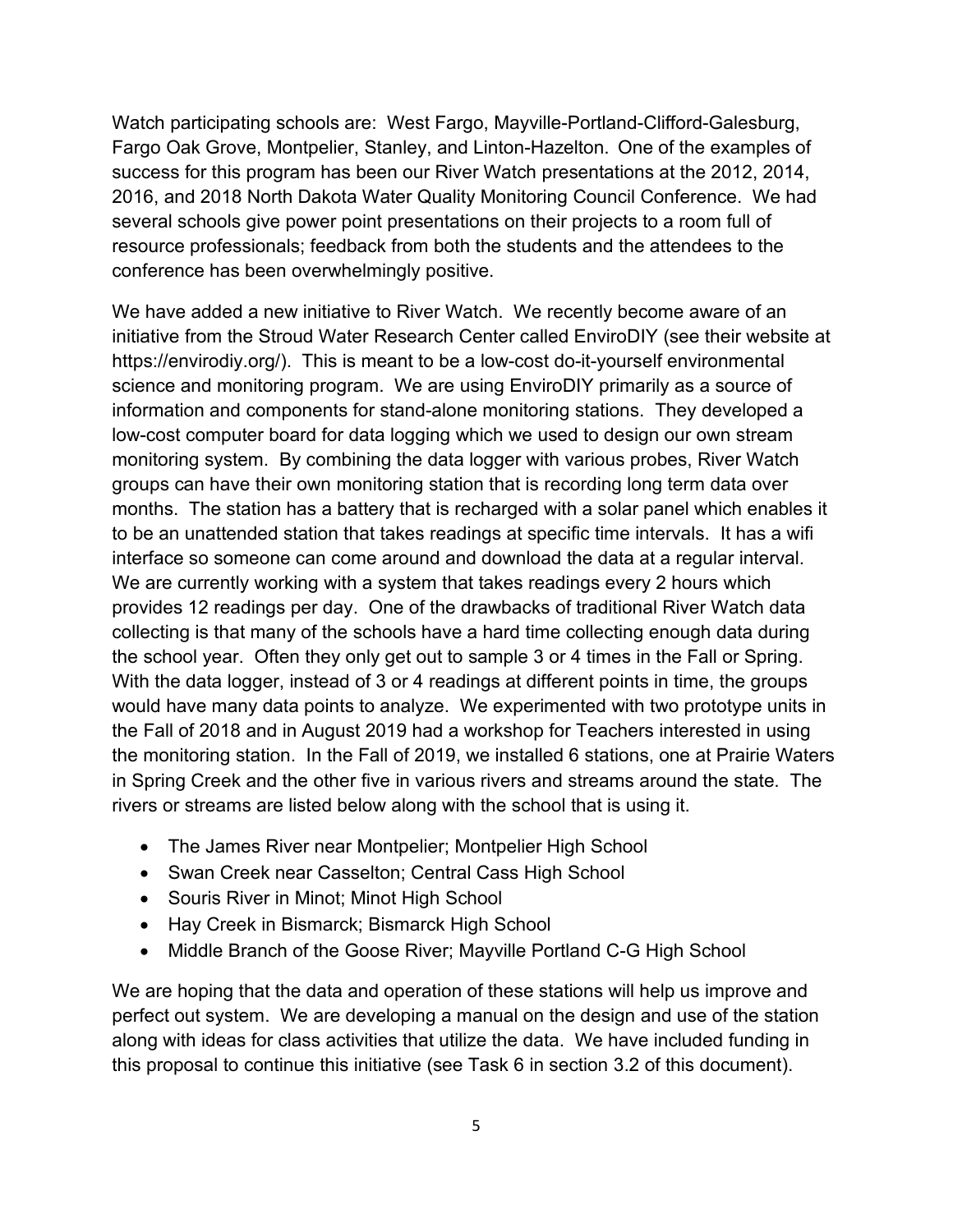Watch participating schools are: West Fargo, Mayville-Portland-Clifford-Galesburg, Fargo Oak Grove, Montpelier, Stanley, and Linton-Hazelton. One of the examples of success for this program has been our River Watch presentations at the 2012, 2014, 2016, and 2018 North Dakota Water Quality Monitoring Council Conference. We had several schools give power point presentations on their projects to a room full of resource professionals; feedback from both the students and the attendees to the conference has been overwhelmingly positive.

We have added a new initiative to River Watch. We recently become aware of an initiative from the Stroud Water Research Center called EnviroDIY (see their website at https://envirodiy.org/). This is meant to be a low-cost do-it-yourself environmental science and monitoring program. We are using EnviroDIY primarily as a source of information and components for stand-alone monitoring stations. They developed a low-cost computer board for data logging which we used to design our own stream monitoring system. By combining the data logger with various probes, River Watch groups can have their own monitoring station that is recording long term data over months. The station has a battery that is recharged with a solar panel which enables it to be an unattended station that takes readings at specific time intervals. It has a wifi interface so someone can come around and download the data at a regular interval. We are currently working with a system that takes readings every 2 hours which provides 12 readings per day. One of the drawbacks of traditional River Watch data collecting is that many of the schools have a hard time collecting enough data during the school year. Often they only get out to sample 3 or 4 times in the Fall or Spring. With the data logger, instead of 3 or 4 readings at different points in time, the groups would have many data points to analyze. We experimented with two prototype units in the Fall of 2018 and in August 2019 had a workshop for Teachers interested in using the monitoring station. In the Fall of 2019, we installed 6 stations, one at Prairie Waters in Spring Creek and the other five in various rivers and streams around the state. The rivers or streams are listed below along with the school that is using it.

- The James River near Montpelier; Montpelier High School
- Swan Creek near Casselton; Central Cass High School
- Souris River in Minot; Minot High School
- Hay Creek in Bismarck; Bismarck High School
- Middle Branch of the Goose River; Mayville Portland C-G High School

We are hoping that the data and operation of these stations will help us improve and perfect out system. We are developing a manual on the design and use of the station along with ideas for class activities that utilize the data. We have included funding in this proposal to continue this initiative (see Task 6 in section 3.2 of this document).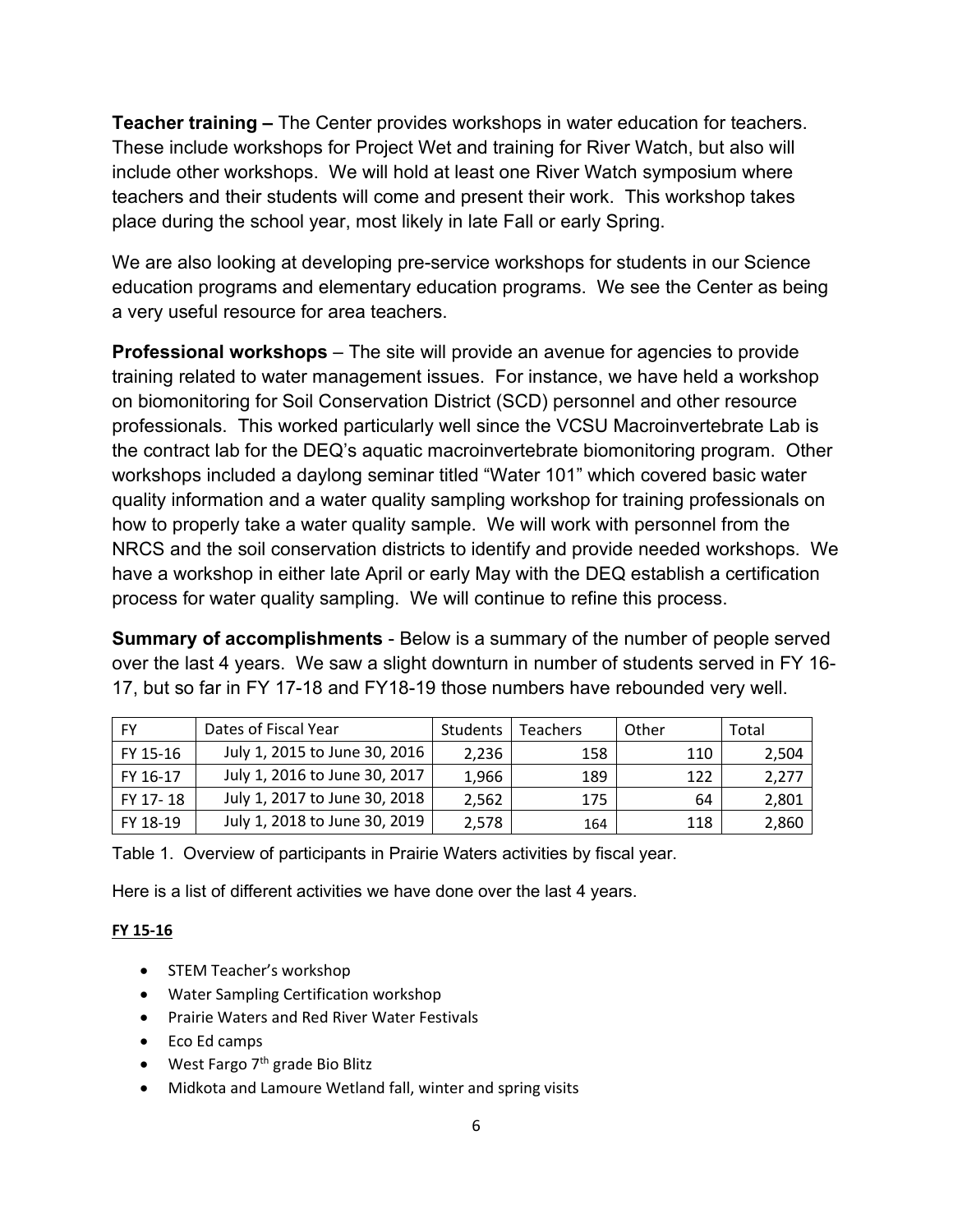**Teacher training –** The Center provides workshops in water education for teachers. These include workshops for Project Wet and training for River Watch, but also will include other workshops. We will hold at least one River Watch symposium where teachers and their students will come and present their work. This workshop takes place during the school year, most likely in late Fall or early Spring.

We are also looking at developing pre-service workshops for students in our Science education programs and elementary education programs. We see the Center as being a very useful resource for area teachers.

**Professional workshops** – The site will provide an avenue for agencies to provide training related to water management issues. For instance, we have held a workshop on biomonitoring for Soil Conservation District (SCD) personnel and other resource professionals. This worked particularly well since the VCSU Macroinvertebrate Lab is the contract lab for the DEQ's aquatic macroinvertebrate biomonitoring program. Other workshops included a daylong seminar titled "Water 101" which covered basic water quality information and a water quality sampling workshop for training professionals on how to properly take a water quality sample. We will work with personnel from the NRCS and the soil conservation districts to identify and provide needed workshops. We have a workshop in either late April or early May with the DEQ establish a certification process for water quality sampling. We will continue to refine this process.

**Summary of accomplishments** - Below is a summary of the number of people served over the last 4 years. We saw a slight downturn in number of students served in FY 16-17, but so far in FY 17-18 and FY18-19 those numbers have rebounded very well.

| FY | Dates of Fiscal Year | Students | Teachers | Other | Total |
|---|---|---|---|---|---|
| FY 15-16 | July 1, 2015 to June 30, 2016 | 2,236 | 158 | 110 | 2,504 |
| FY 16-17 | July 1, 2016 to June 30, 2017 | 1,966 | 189 | 122 | 2,277 |
| FY 17- 18 | July 1, 2017 to June 30, 2018 | 2,562 | 175 | 64 | 2,801 |
| FY 18-19 | July 1, 2018 to June 30, 2019 | 2,578 | 164 | 118 | 2,860 |

Table 1. Overview of participants in Prairie Waters activities by fiscal year.

Here is a list of different activities we have done over the last 4 years.

**FY 15-16**

- STEM Teacher's workshop
- Water Sampling Certification workshop
- Prairie Waters and Red River Water Festivals
- Eco Ed camps
- West Fargo 7th grade Bio Blitz
- Midkota and Lamoure Wetland fall, winter and spring visits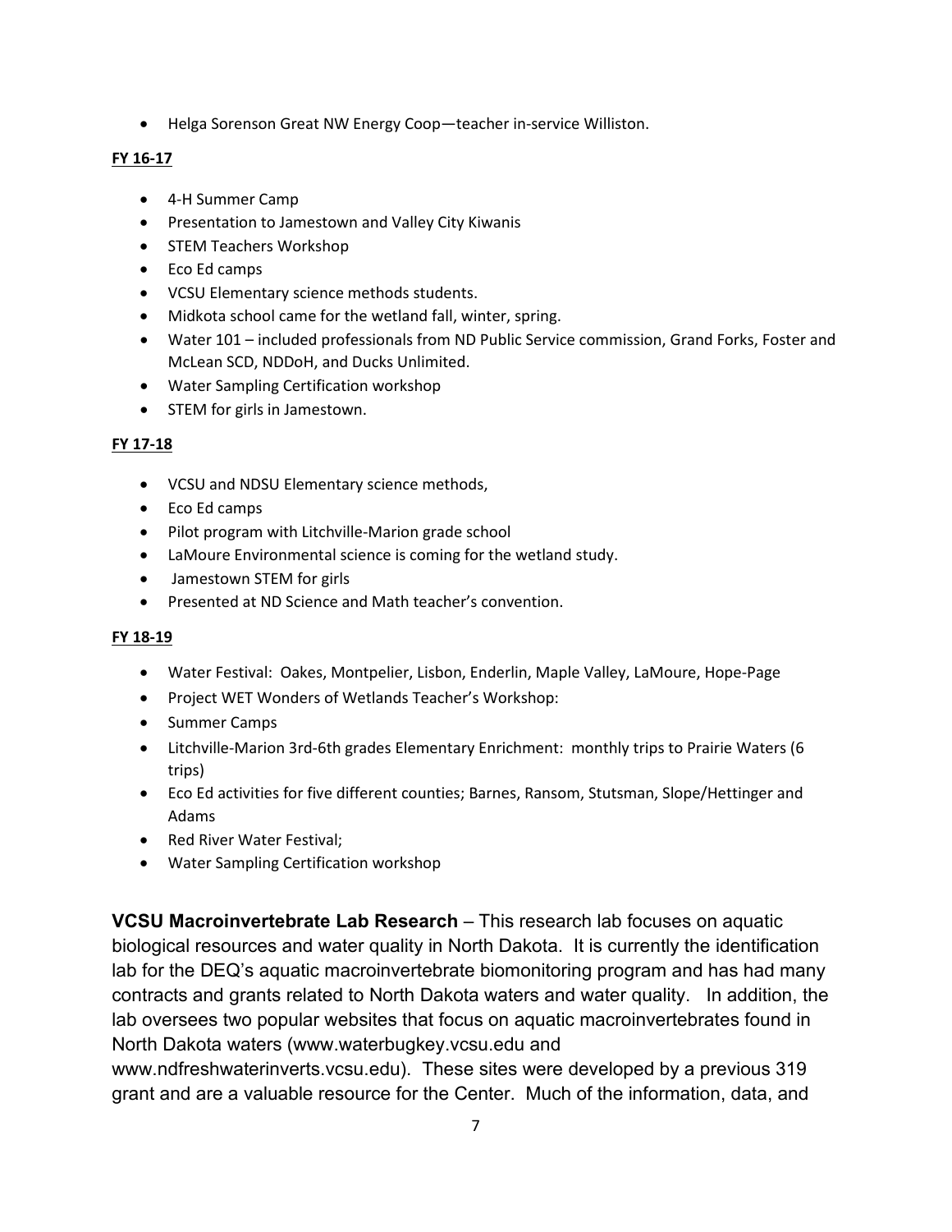- Helga Sorenson Great NW Energy Coop—teacher in-service Williston.

**FY 16-17**

- 4-H Summer Camp
- Presentation to Jamestown and Valley City Kiwanis
- STEM Teachers Workshop
- Eco Ed camps
- VCSU Elementary science methods students.
- Midkota school came for the wetland fall, winter, spring.
- Water 101 – included professionals from ND Public Service commission, Grand Forks, Foster and McLean SCD, NDDoH, and Ducks Unlimited.
- Water Sampling Certification workshop
- STEM for girls in Jamestown.

**FY 17-18**

- VCSU and NDSU Elementary science methods,
- Eco Ed camps
- Pilot program with Litchville-Marion grade school
- LaMoure Environmental science is coming for the wetland study.
- Jamestown STEM for girls
- Presented at ND Science and Math teacher's convention.

**FY 18-19**

- Water Festival: Oakes, Montpelier, Lisbon, Enderlin, Maple Valley, LaMoure, Hope-Page
- Project WET Wonders of Wetlands Teacher's Workshop:
- Summer Camps
- Litchville-Marion 3rd-6th grades Elementary Enrichment: monthly trips to Prairie Waters (6 trips)
- Eco Ed activities for five different counties; Barnes, Ransom, Stutsman, Slope/Hettinger and Adams
- Red River Water Festival;
- Water Sampling Certification workshop

**VCSU Macroinvertebrate Lab Research** – This research lab focuses on aquatic biological resources and water quality in North Dakota. It is currently the identification lab for the DEQ's aquatic macroinvertebrate biomonitoring program and has had many contracts and grants related to North Dakota waters and water quality. In addition, the lab oversees two popular websites that focus on aquatic macroinvertebrates found in North Dakota waters (www.waterbugkey.vcsu.edu and www.ndfreshwaterinverts.vcsu.edu). These sites were developed by a previous 319 grant and are a valuable resource for the Center. Much of the information, data, and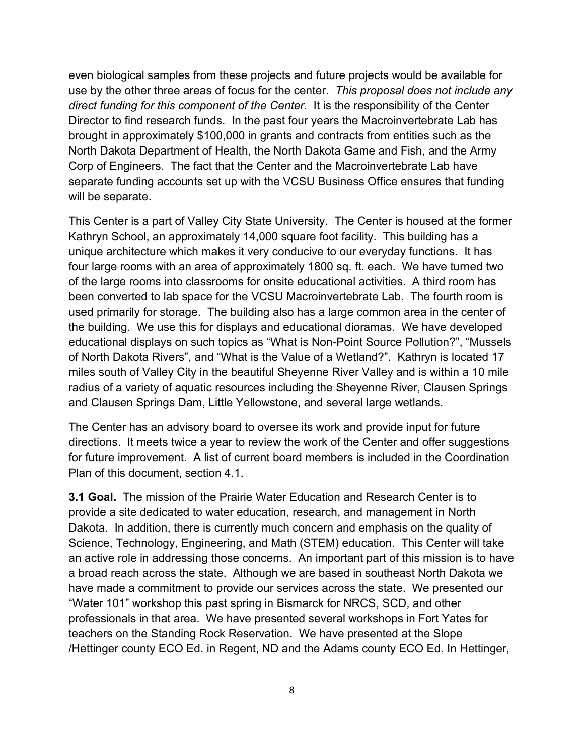even biological samples from these projects and future projects would be available for use by the other three areas of focus for the center. *This proposal does not include any direct funding for this component of the Center.* It is the responsibility of the Center Director to find research funds. In the past four years the Macroinvertebrate Lab has brought in approximately $100,000 in grants and contracts from entities such as the North Dakota Department of Health, the North Dakota Game and Fish, and the Army Corp of Engineers. The fact that the Center and the Macroinvertebrate Lab have separate funding accounts set up with the VCSU Business Office ensures that funding will be separate.

This Center is a part of Valley City State University. The Center is housed at the former Kathryn School, an approximately 14,000 square foot facility. This building has a unique architecture which makes it very conducive to our everyday functions. It has four large rooms with an area of approximately 1800 sq. ft. each. We have turned two of the large rooms into classrooms for onsite educational activities. A third room has been converted to lab space for the VCSU Macroinvertebrate Lab. The fourth room is used primarily for storage. The building also has a large common area in the center of the building. We use this for displays and educational dioramas. We have developed educational displays on such topics as "What is Non-Point Source Pollution?", "Mussels of North Dakota Rivers", and "What is the Value of a Wetland?". Kathryn is located 17 miles south of Valley City in the beautiful Sheyenne River Valley and is within a 10 mile radius of a variety of aquatic resources including the Sheyenne River, Clausen Springs and Clausen Springs Dam, Little Yellowstone, and several large wetlands.

The Center has an advisory board to oversee its work and provide input for future directions. It meets twice a year to review the work of the Center and offer suggestions for future improvement. A list of current board members is included in the Coordination Plan of this document, section 4.1.

**3.1 Goal.** The mission of the Prairie Water Education and Research Center is to provide a site dedicated to water education, research, and management in North Dakota. In addition, there is currently much concern and emphasis on the quality of Science, Technology, Engineering, and Math (STEM) education. This Center will take an active role in addressing those concerns. An important part of this mission is to have a broad reach across the state. Although we are based in southeast North Dakota we have made a commitment to provide our services across the state. We presented our "Water 101" workshop this past spring in Bismarck for NRCS, SCD, and other professionals in that area. We have presented several workshops in Fort Yates for teachers on the Standing Rock Reservation. We have presented at the Slope /Hettinger county ECO Ed. in Regent, ND and the Adams county ECO Ed. In Hettinger,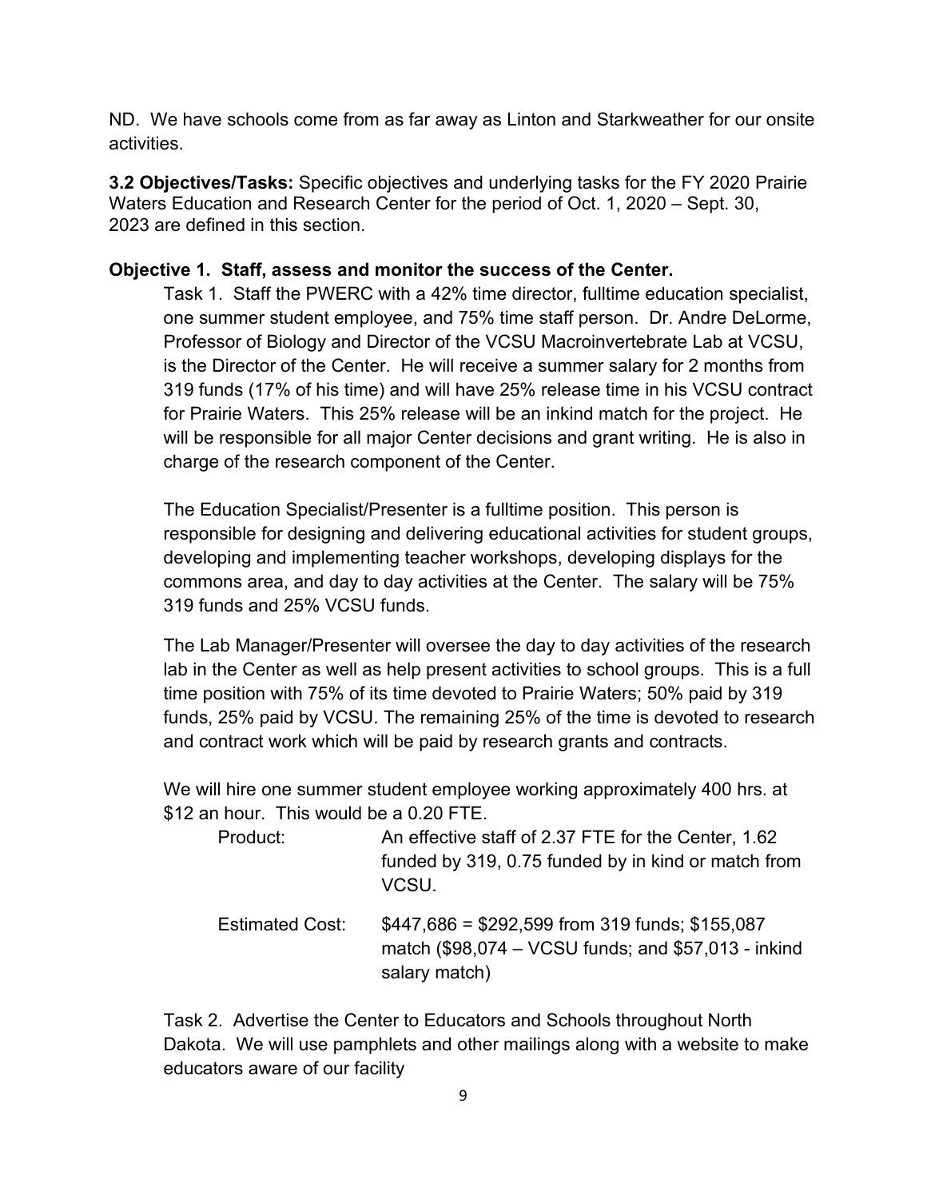ND. We have schools come from as far away as Linton and Starkweather for our onsite activities.

**3.2 Objectives/Tasks:** Specific objectives and underlying tasks for the FY 2020 Prairie Waters Education and Research Center for the period of Oct. 1, 2020 – Sept. 30, 2023 are defined in this section.

**Objective 1. Staff, assess and monitor the success of the Center.**

Task 1. Staff the PWERC with a 42% time director, fulltime education specialist, one summer student employee, and 75% time staff person. Dr. Andre DeLorme, Professor of Biology and Director of the VCSU Macroinvertebrate Lab at VCSU, is the Director of the Center. He will receive a summer salary for 2 months from 319 funds (17% of his time) and will have 25% release time in his VCSU contract for Prairie Waters. This 25% release will be an inkind match for the project. He will be responsible for all major Center decisions and grant writing. He is also in charge of the research component of the Center.

The Education Specialist/Presenter is a fulltime position. This person is responsible for designing and delivering educational activities for student groups, developing and implementing teacher workshops, developing displays for the commons area, and day to day activities at the Center. The salary will be 75% 319 funds and 25% VCSU funds.

The Lab Manager/Presenter will oversee the day to day activities of the research lab in the Center as well as help present activities to school groups. This is a full time position with 75% of its time devoted to Prairie Waters; 50% paid by 319 funds, 25% paid by VCSU. The remaining 25% of the time is devoted to research and contract work which will be paid by research grants and contracts.

We will hire one summer student employee working approximately 400 hrs. at $12 an hour. This would be a 0.20 FTE.

Product: An effective staff of 2.37 FTE for the Center, 1.62 funded by 319, 0.75 funded by in kind or match from VCSU.

Estimated Cost: $447,686 = $292,599 from 319 funds; $155,087 match ($98,074 – VCSU funds; and $57,013 - inkind salary match)

Task 2. Advertise the Center to Educators and Schools throughout North Dakota. We will use pamphlets and other mailings along with a website to make educators aware of our facility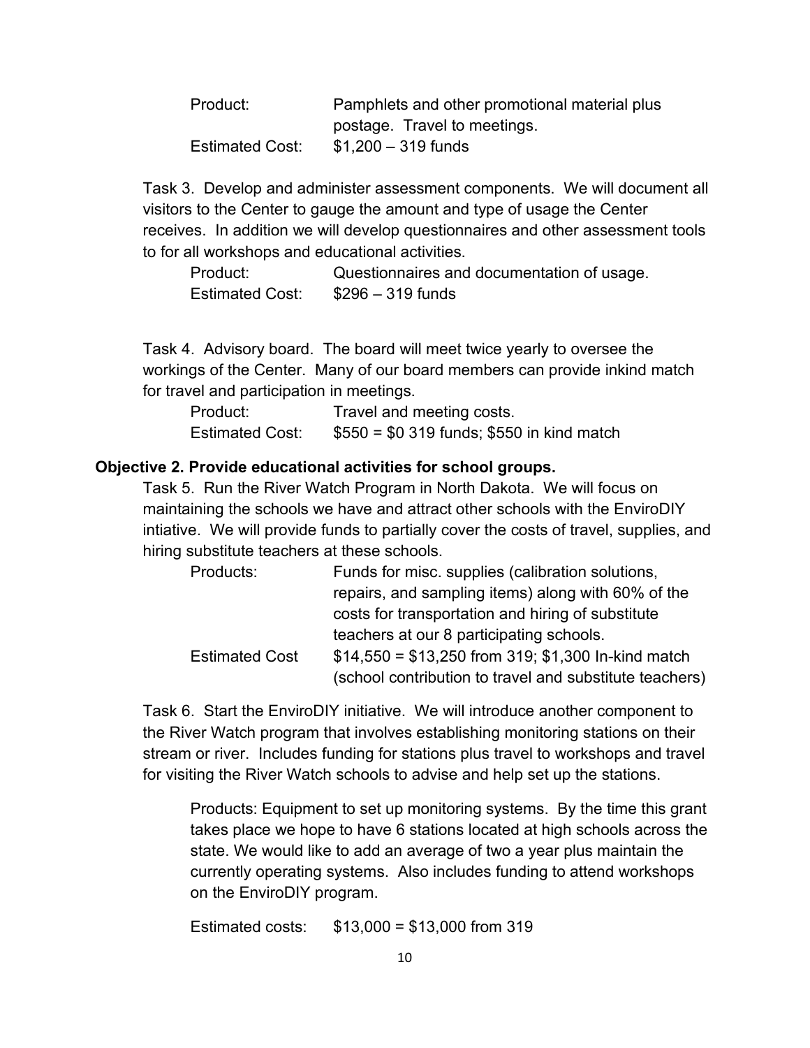Product: Pamphlets and other promotional material plus postage. Travel to meetings.
Estimated Cost: $1,200 – 319 funds

Task 3. Develop and administer assessment components. We will document all visitors to the Center to gauge the amount and type of usage the Center receives. In addition we will develop questionnaires and other assessment tools to for all workshops and educational activities.

Product: Questionnaires and documentation of usage.
Estimated Cost: $296 – 319 funds

Task 4. Advisory board. The board will meet twice yearly to oversee the workings of the Center. Many of our board members can provide inkind match for travel and participation in meetings.

Product: Travel and meeting costs.
Estimated Cost: $550 = $0 319 funds; $550 in kind match

**Objective 2. Provide educational activities for school groups.**

Task 5. Run the River Watch Program in North Dakota. We will focus on maintaining the schools we have and attract other schools with the EnviroDIY intiative. We will provide funds to partially cover the costs of travel, supplies, and hiring substitute teachers at these schools.

Products: Funds for misc. supplies (calibration solutions, repairs, and sampling items) along with 60% of the costs for transportation and hiring of substitute teachers at our 8 participating schools.
Estimated Cost $14,550 = $13,250 from 319; $1,300 In-kind match (school contribution to travel and substitute teachers)

Task 6. Start the EnviroDIY initiative. We will introduce another component to the River Watch program that involves establishing monitoring stations on their stream or river. Includes funding for stations plus travel to workshops and travel for visiting the River Watch schools to advise and help set up the stations.

Products: Equipment to set up monitoring systems. By the time this grant takes place we hope to have 6 stations located at high schools across the state. We would like to add an average of two a year plus maintain the currently operating systems. Also includes funding to attend workshops on the EnviroDIY program.

Estimated costs: $13,000 = $13,000 from 319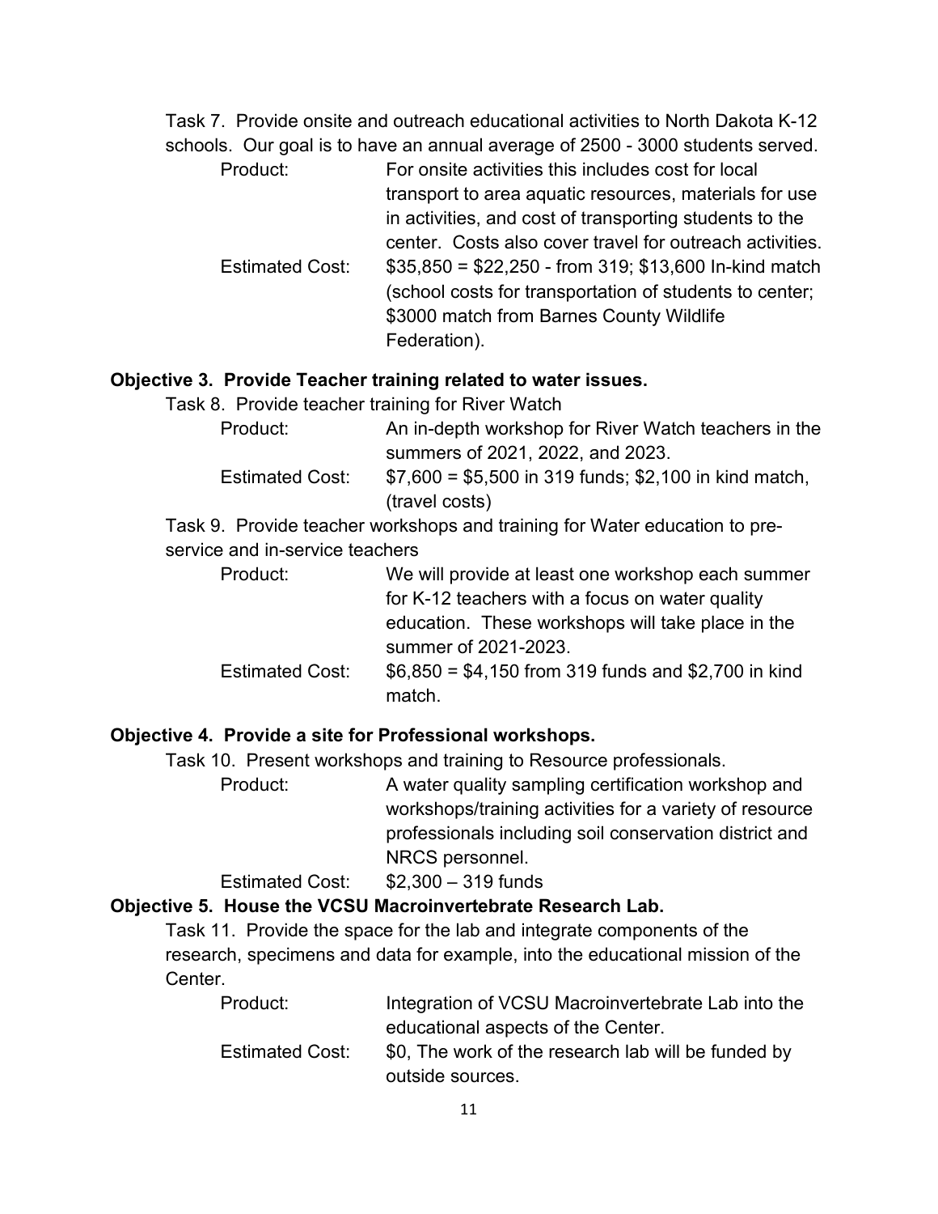Task 7. Provide onsite and outreach educational activities to North Dakota K-12 schools. Our goal is to have an annual average of 2500 - 3000 students served.

Product: For onsite activities this includes cost for local transport to area aquatic resources, materials for use in activities, and cost of transporting students to the center. Costs also cover travel for outreach activities.

Estimated Cost: $35,850 = $22,250 - from 319; $13,600 In-kind match (school costs for transportation of students to center; $3000 match from Barnes County Wildlife Federation).

**Objective 3. Provide Teacher training related to water issues.**

Task 8. Provide teacher training for River Watch

Product: An in-depth workshop for River Watch teachers in the summers of 2021, 2022, and 2023.

Estimated Cost: $7,600 = $5,500 in 319 funds; $2,100 in kind match, (travel costs)

Task 9. Provide teacher workshops and training for Water education to pre-service and in-service teachers

Product: We will provide at least one workshop each summer for K-12 teachers with a focus on water quality education. These workshops will take place in the summer of 2021-2023.

Estimated Cost: $6,850 = $4,150 from 319 funds and $2,700 in kind match.

**Objective 4. Provide a site for Professional workshops.**

Task 10. Present workshops and training to Resource professionals.

Product: A water quality sampling certification workshop and workshops/training activities for a variety of resource professionals including soil conservation district and NRCS personnel.

Estimated Cost: $2,300 – 319 funds

**Objective 5. House the VCSU Macroinvertebrate Research Lab.**

Task 11. Provide the space for the lab and integrate components of the research, specimens and data for example, into the educational mission of the Center.

Product: Integration of VCSU Macroinvertebrate Lab into the educational aspects of the Center.

Estimated Cost: $0, The work of the research lab will be funded by outside sources.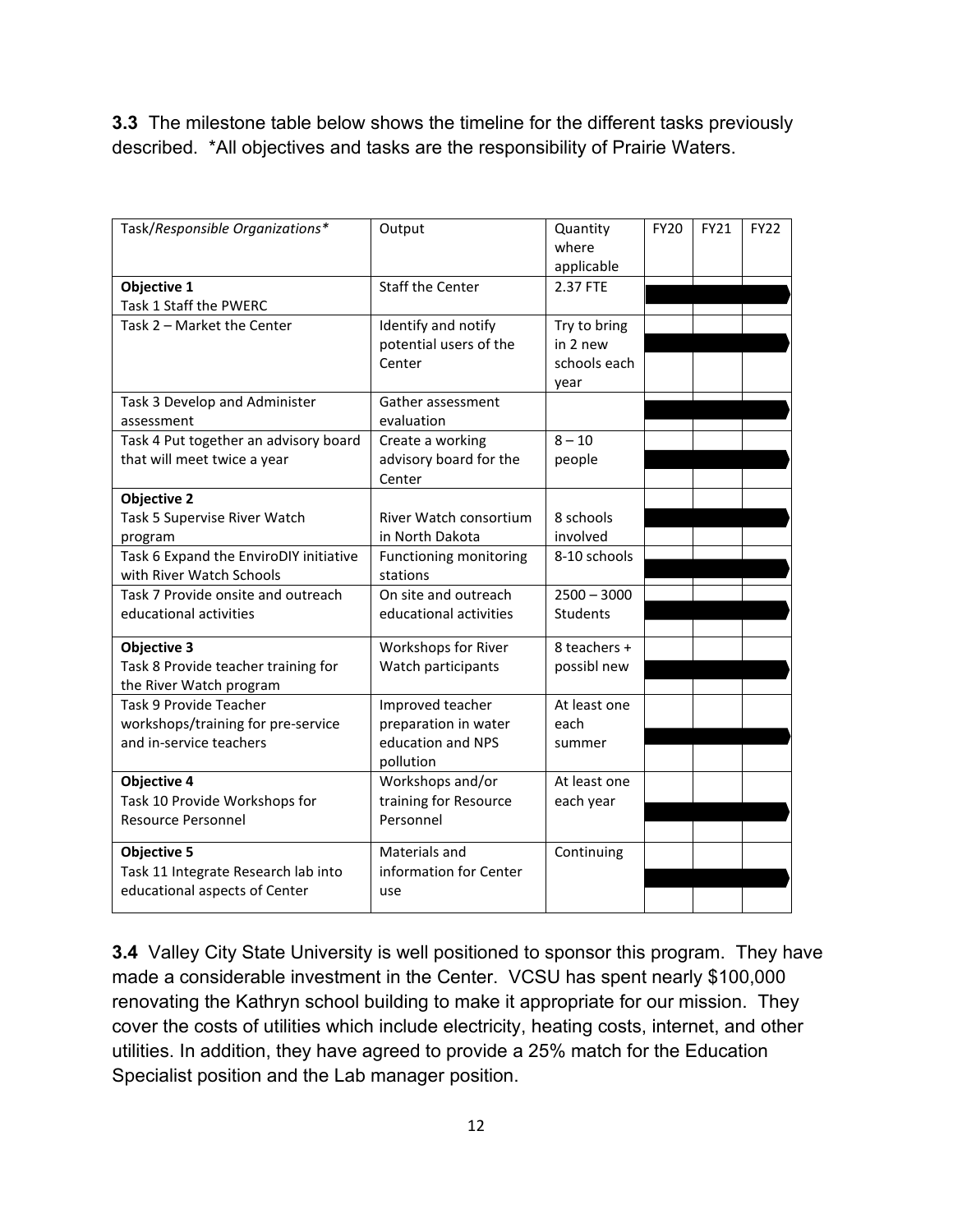**3.3** The milestone table below shows the timeline for the different tasks previously described. *All objectives and tasks are the responsibility of Prairie Waters.

| Task/*Responsible Organizations** | Output | Quantity where applicable | FY20 | FY21 | FY22 |
|---|---|---|---|---|---|
| **Objective 1**<br>Task 1 Staff the PWERC | Staff the Center | 2.37 FTE | | | |
| Task 2 – Market the Center | Identify and notify potential users of the Center | Try to bring in 2 new schools each year | | | |
| Task 3 Develop and Administer assessment | Gather assessment evaluation | | | | |
| Task 4 Put together an advisory board that will meet twice a year | Create a working advisory board for the Center | 8 – 10 people | | | |
| **Objective 2**<br>Task 5 Supervise River Watch program | River Watch consortium in North Dakota | 8 schools involved | | | |
| Task 6 Expand the EnviroDIY initiative with River Watch Schools | Functioning monitoring stations | 8-10 schools | | | |
| Task 7 Provide onsite and outreach educational activities | On site and outreach educational activities | 2500 – 3000 Students | | | |
| **Objective 3**<br>Task 8 Provide teacher training for the River Watch program | Workshops for River Watch participants | 8 teachers + possibl new | | | |
| Task 9 Provide Teacher workshops/training for pre-service and in-service teachers | Improved teacher preparation in water education and NPS pollution | At least one each summer | | | |
| **Objective 4**<br>Task 10 Provide Workshops for Resource Personnel | Workshops and/or training for Resource Personnel | At least one each year | | | |
| **Objective 5**<br>Task 11 Integrate Research lab into educational aspects of Center | Materials and information for Center use | Continuing | | | |

**3.4** Valley City State University is well positioned to sponsor this program. They have made a considerable investment in the Center. VCSU has spent nearly $100,000 renovating the Kathryn school building to make it appropriate for our mission. They cover the costs of utilities which include electricity, heating costs, internet, and other utilities. In addition, they have agreed to provide a 25% match for the Education Specialist position and the Lab manager position.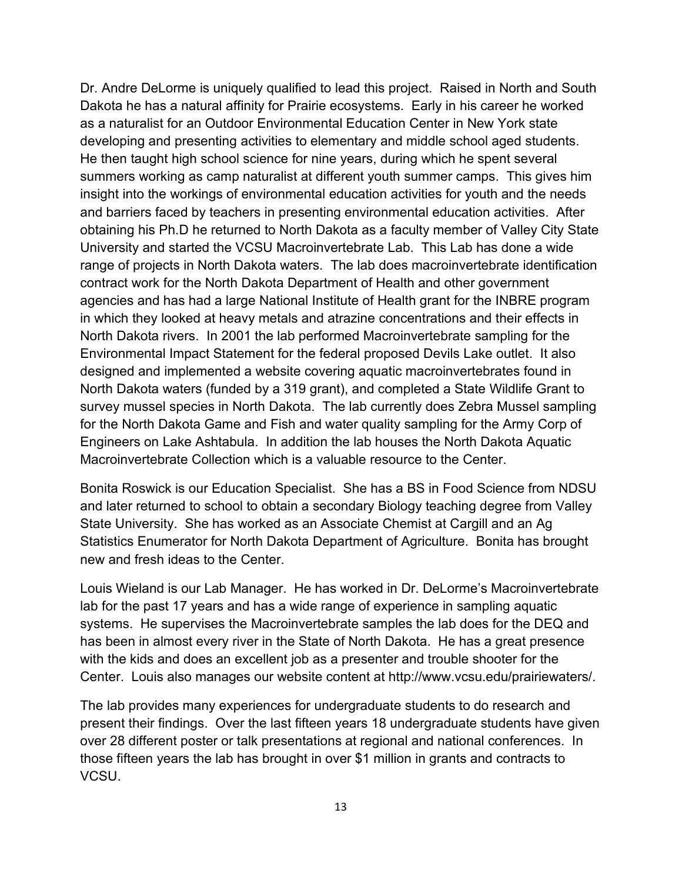Dr. Andre DeLorme is uniquely qualified to lead this project. Raised in North and South Dakota he has a natural affinity for Prairie ecosystems. Early in his career he worked as a naturalist for an Outdoor Environmental Education Center in New York state developing and presenting activities to elementary and middle school aged students. He then taught high school science for nine years, during which he spent several summers working as camp naturalist at different youth summer camps. This gives him insight into the workings of environmental education activities for youth and the needs and barriers faced by teachers in presenting environmental education activities. After obtaining his Ph.D he returned to North Dakota as a faculty member of Valley City State University and started the VCSU Macroinvertebrate Lab. This Lab has done a wide range of projects in North Dakota waters. The lab does macroinvertebrate identification contract work for the North Dakota Department of Health and other government agencies and has had a large National Institute of Health grant for the INBRE program in which they looked at heavy metals and atrazine concentrations and their effects in North Dakota rivers. In 2001 the lab performed Macroinvertebrate sampling for the Environmental Impact Statement for the federal proposed Devils Lake outlet. It also designed and implemented a website covering aquatic macroinvertebrates found in North Dakota waters (funded by a 319 grant), and completed a State Wildlife Grant to survey mussel species in North Dakota. The lab currently does Zebra Mussel sampling for the North Dakota Game and Fish and water quality sampling for the Army Corp of Engineers on Lake Ashtabula. In addition the lab houses the North Dakota Aquatic Macroinvertebrate Collection which is a valuable resource to the Center.

Bonita Roswick is our Education Specialist. She has a BS in Food Science from NDSU and later returned to school to obtain a secondary Biology teaching degree from Valley State University. She has worked as an Associate Chemist at Cargill and an Ag Statistics Enumerator for North Dakota Department of Agriculture. Bonita has brought new and fresh ideas to the Center.

Louis Wieland is our Lab Manager. He has worked in Dr. DeLorme's Macroinvertebrate lab for the past 17 years and has a wide range of experience in sampling aquatic systems. He supervises the Macroinvertebrate samples the lab does for the DEQ and has been in almost every river in the State of North Dakota. He has a great presence with the kids and does an excellent job as a presenter and trouble shooter for the Center. Louis also manages our website content at http://www.vcsu.edu/prairiewaters/.

The lab provides many experiences for undergraduate students to do research and present their findings. Over the last fifteen years 18 undergraduate students have given over 28 different poster or talk presentations at regional and national conferences. In those fifteen years the lab has brought in over $1 million in grants and contracts to VCSU.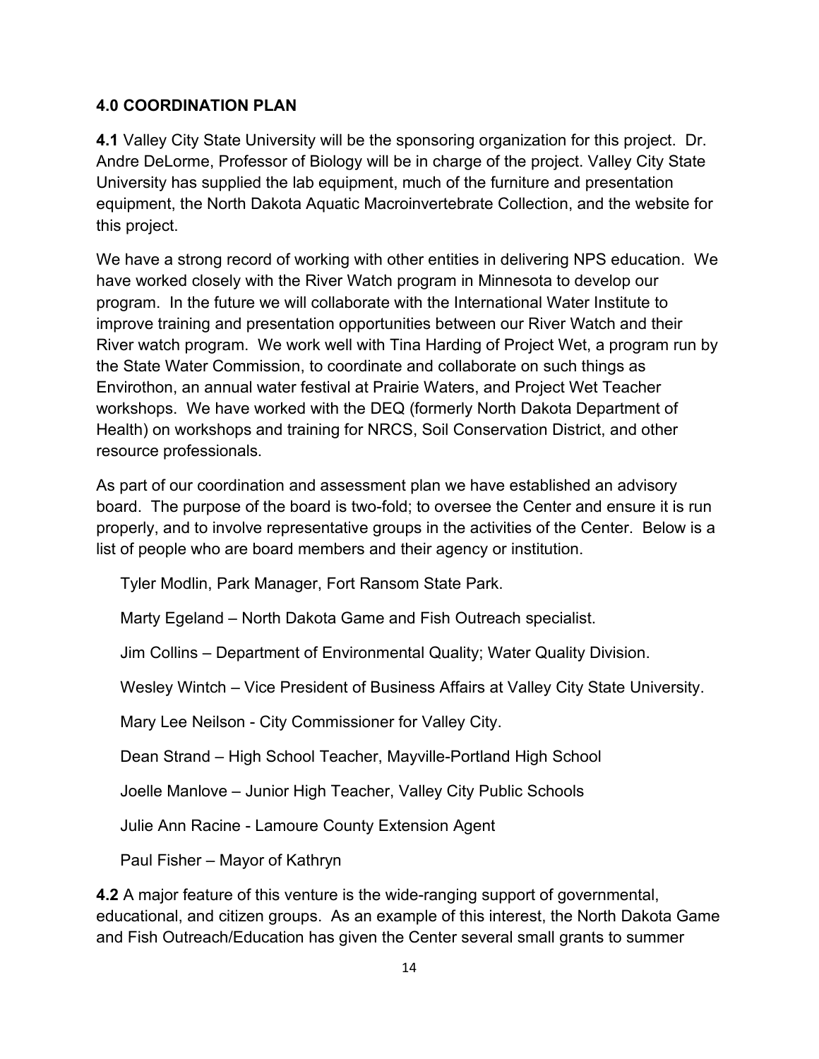## 4.0 COORDINATION PLAN

**4.1** Valley City State University will be the sponsoring organization for this project. Dr. Andre DeLorme, Professor of Biology will be in charge of the project. Valley City State University has supplied the lab equipment, much of the furniture and presentation equipment, the North Dakota Aquatic Macroinvertebrate Collection, and the website for this project.

We have a strong record of working with other entities in delivering NPS education. We have worked closely with the River Watch program in Minnesota to develop our program. In the future we will collaborate with the International Water Institute to improve training and presentation opportunities between our River Watch and their River watch program. We work well with Tina Harding of Project Wet, a program run by the State Water Commission, to coordinate and collaborate on such things as Envirothon, an annual water festival at Prairie Waters, and Project Wet Teacher workshops. We have worked with the DEQ (formerly North Dakota Department of Health) on workshops and training for NRCS, Soil Conservation District, and other resource professionals.

As part of our coordination and assessment plan we have established an advisory board. The purpose of the board is two-fold; to oversee the Center and ensure it is run properly, and to involve representative groups in the activities of the Center. Below is a list of people who are board members and their agency or institution.

Tyler Modlin, Park Manager, Fort Ransom State Park.

Marty Egeland – North Dakota Game and Fish Outreach specialist.

Jim Collins – Department of Environmental Quality; Water Quality Division.

Wesley Wintch – Vice President of Business Affairs at Valley City State University.

Mary Lee Neilson - City Commissioner for Valley City.

Dean Strand – High School Teacher, Mayville-Portland High School

Joelle Manlove – Junior High Teacher, Valley City Public Schools

Julie Ann Racine - Lamoure County Extension Agent

Paul Fisher – Mayor of Kathryn

**4.2** A major feature of this venture is the wide-ranging support of governmental, educational, and citizen groups. As an example of this interest, the North Dakota Game and Fish Outreach/Education has given the Center several small grants to summer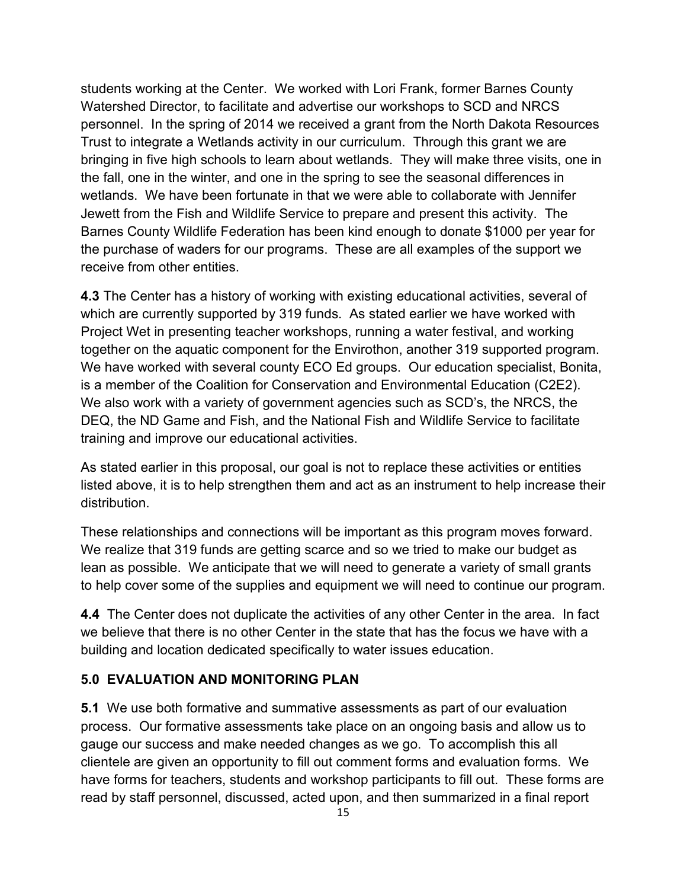students working at the Center. We worked with Lori Frank, former Barnes County Watershed Director, to facilitate and advertise our workshops to SCD and NRCS personnel. In the spring of 2014 we received a grant from the North Dakota Resources Trust to integrate a Wetlands activity in our curriculum. Through this grant we are bringing in five high schools to learn about wetlands. They will make three visits, one in the fall, one in the winter, and one in the spring to see the seasonal differences in wetlands. We have been fortunate in that we were able to collaborate with Jennifer Jewett from the Fish and Wildlife Service to prepare and present this activity. The Barnes County Wildlife Federation has been kind enough to donate $1000 per year for the purchase of waders for our programs. These are all examples of the support we receive from other entities.

**4.3** The Center has a history of working with existing educational activities, several of which are currently supported by 319 funds. As stated earlier we have worked with Project Wet in presenting teacher workshops, running a water festival, and working together on the aquatic component for the Envirothon, another 319 supported program. We have worked with several county ECO Ed groups. Our education specialist, Bonita, is a member of the Coalition for Conservation and Environmental Education (C2E2). We also work with a variety of government agencies such as SCD's, the NRCS, the DEQ, the ND Game and Fish, and the National Fish and Wildlife Service to facilitate training and improve our educational activities.

As stated earlier in this proposal, our goal is not to replace these activities or entities listed above, it is to help strengthen them and act as an instrument to help increase their distribution.

These relationships and connections will be important as this program moves forward. We realize that 319 funds are getting scarce and so we tried to make our budget as lean as possible. We anticipate that we will need to generate a variety of small grants to help cover some of the supplies and equipment we will need to continue our program.

**4.4** The Center does not duplicate the activities of any other Center in the area. In fact we believe that there is no other Center in the state that has the focus we have with a building and location dedicated specifically to water issues education.

## 5.0 EVALUATION AND MONITORING PLAN

**5.1** We use both formative and summative assessments as part of our evaluation process. Our formative assessments take place on an ongoing basis and allow us to gauge our success and make needed changes as we go. To accomplish this all clientele are given an opportunity to fill out comment forms and evaluation forms. We have forms for teachers, students and workshop participants to fill out. These forms are read by staff personnel, discussed, acted upon, and then summarized in a final report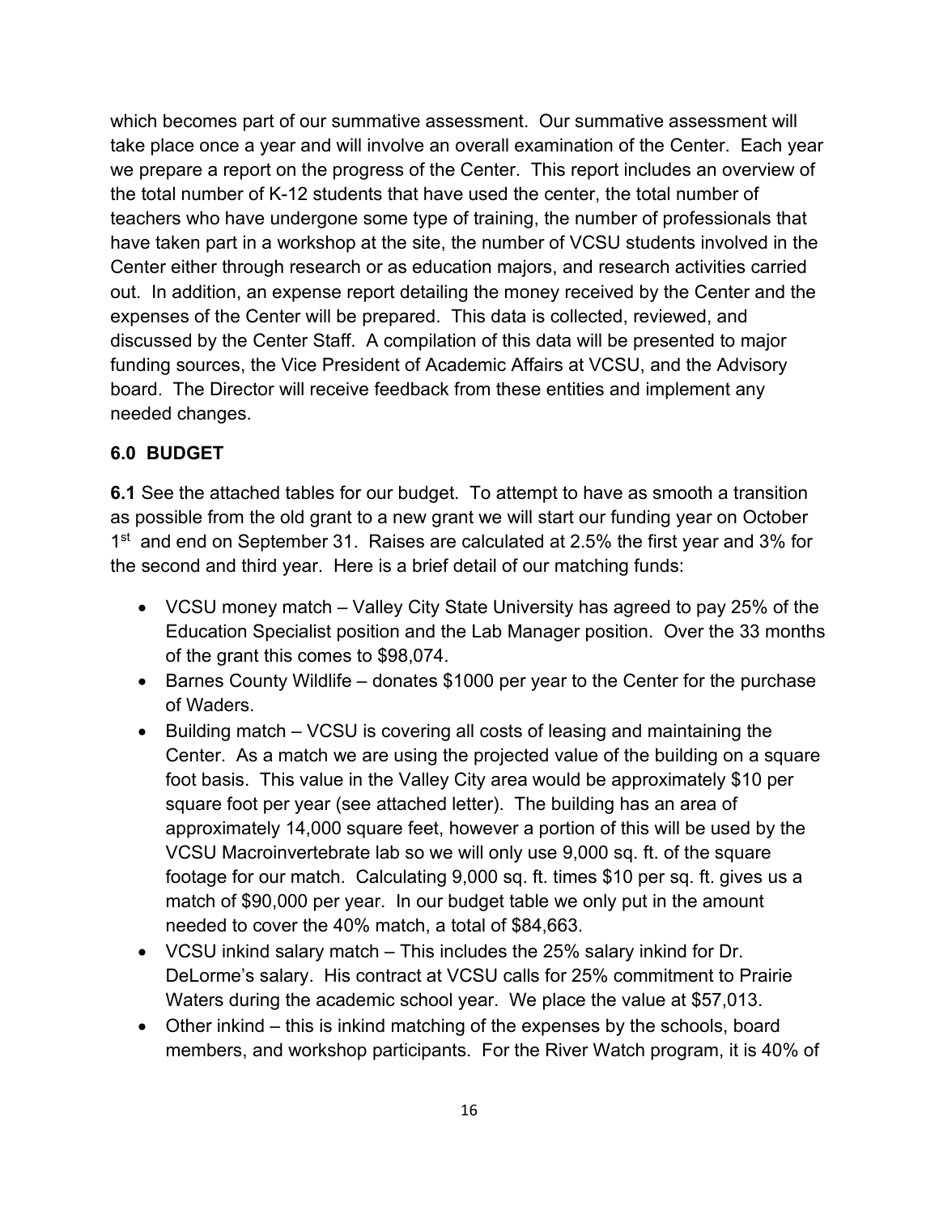which becomes part of our summative assessment. Our summative assessment will take place once a year and will involve an overall examination of the Center. Each year we prepare a report on the progress of the Center. This report includes an overview of the total number of K-12 students that have used the center, the total number of teachers who have undergone some type of training, the number of professionals that have taken part in a workshop at the site, the number of VCSU students involved in the Center either through research or as education majors, and research activities carried out. In addition, an expense report detailing the money received by the Center and the expenses of the Center will be prepared. This data is collected, reviewed, and discussed by the Center Staff. A compilation of this data will be presented to major funding sources, the Vice President of Academic Affairs at VCSU, and the Advisory board. The Director will receive feedback from these entities and implement any needed changes.

## 6.0 BUDGET

**6.1** See the attached tables for our budget. To attempt to have as smooth a transition as possible from the old grant to a new grant we will start our funding year on October 1st and end on September 31. Raises are calculated at 2.5% the first year and 3% for the second and third year. Here is a brief detail of our matching funds:

- VCSU money match – Valley City State University has agreed to pay 25% of the Education Specialist position and the Lab Manager position. Over the 33 months of the grant this comes to $98,074.
- Barnes County Wildlife – donates $1000 per year to the Center for the purchase of Waders.
- Building match – VCSU is covering all costs of leasing and maintaining the Center. As a match we are using the projected value of the building on a square foot basis. This value in the Valley City area would be approximately $10 per square foot per year (see attached letter). The building has an area of approximately 14,000 square feet, however a portion of this will be used by the VCSU Macroinvertebrate lab so we will only use 9,000 sq. ft. of the square footage for our match. Calculating 9,000 sq. ft. times $10 per sq. ft. gives us a match of $90,000 per year. In our budget table we only put in the amount needed to cover the 40% match, a total of $84,663.
- VCSU inkind salary match – This includes the 25% salary inkind for Dr. DeLorme's salary. His contract at VCSU calls for 25% commitment to Prairie Waters during the academic school year. We place the value at $57,013.
- Other inkind – this is inkind matching of the expenses by the schools, board members, and workshop participants. For the River Watch program, it is 40% of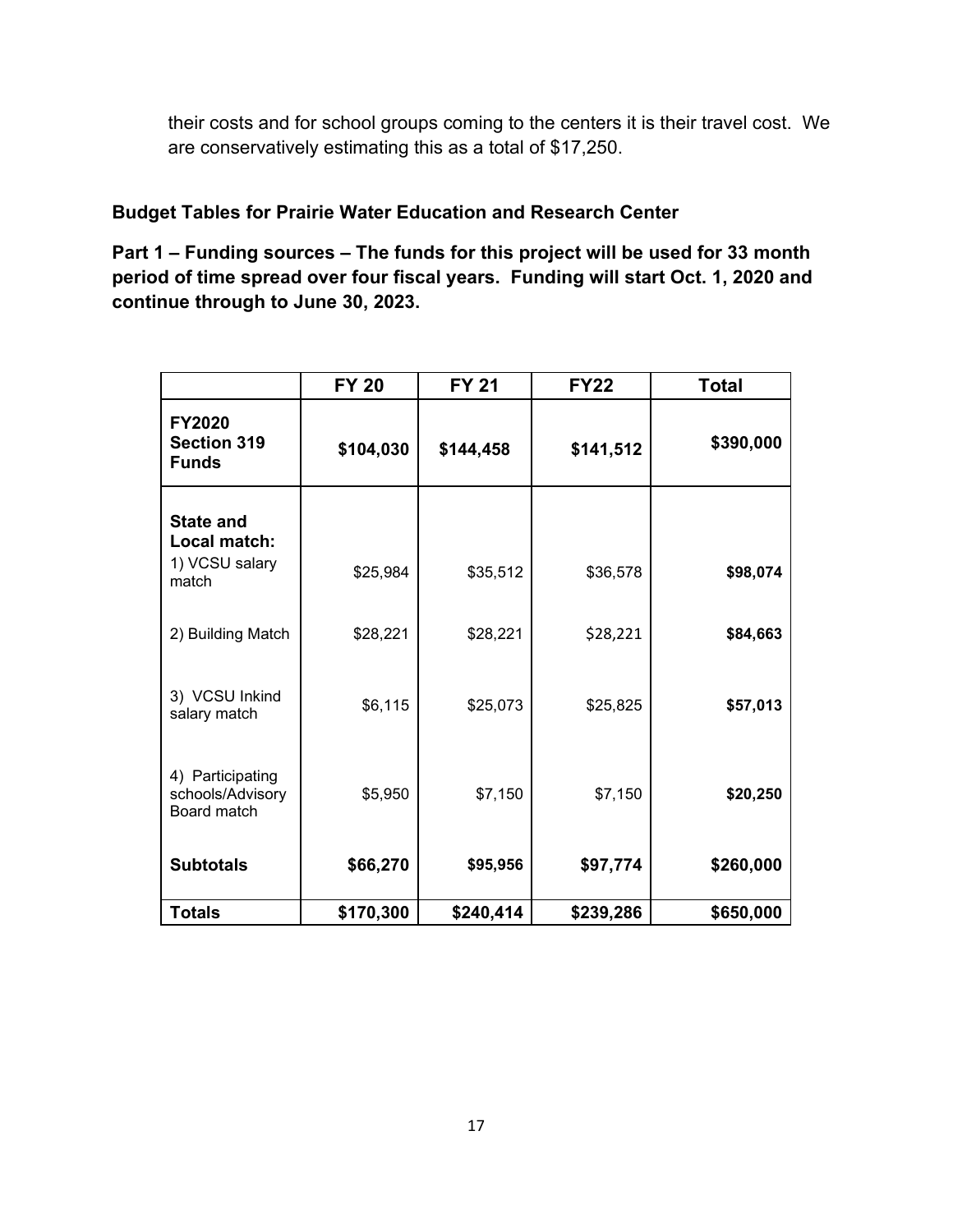their costs and for school groups coming to the centers it is their travel cost. We are conservatively estimating this as a total of $17,250.

**Budget Tables for Prairie Water Education and Research Center**

**Part 1 – Funding sources – The funds for this project will be used for 33 month period of time spread over four fiscal years. Funding will start Oct. 1, 2020 and continue through to June 30, 2023.**

| | **FY 20** | **FY 21** | **FY22** | **Total** |
|---|---|---|---|---|
| **FY2020 Section 319 Funds** | **$104,030** | **$144,458** | **$141,512** | **$390,000** |
| **State and Local match:** 1) VCSU salary match | $25,984 | $35,512 | $36,578 | **$98,074** |
| 2) Building Match | $28,221 | $28,221 | $28,221 | **$84,663** |
| 3) VCSU Inkind salary match | $6,115 | $25,073 | $25,825 | **$57,013** |
| 4) Participating schools/Advisory Board match | $5,950 | $7,150 | $7,150 | **$20,250** |
| **Subtotals** | **$66,270** | **$95,956** | **$97,774** | **$260,000** |
| **Totals** | **$170,300** | **$240,414** | **$239,286** | **$650,000** |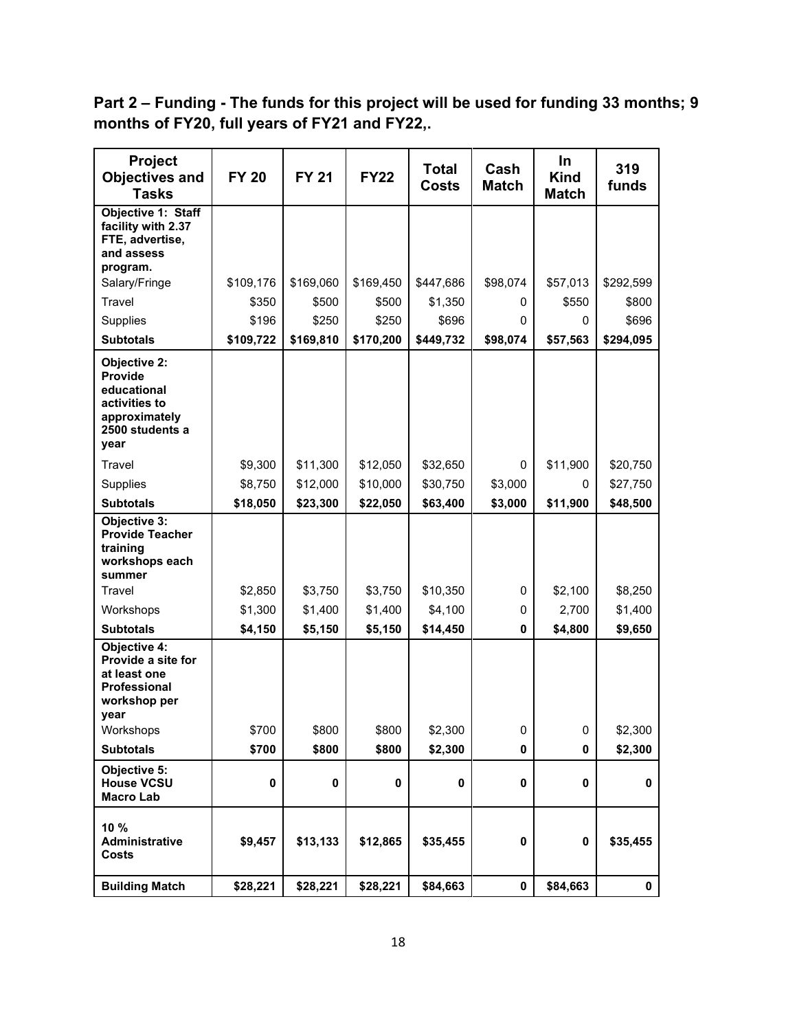**Part 2 – Funding - The funds for this project will be used for funding 33 months; 9 months of FY20, full years of FY21 and FY22,.**

| Project Objectives and Tasks | FY 20 | FY 21 | FY22 | Total Costs | Cash Match | In Kind Match | 319 funds |
|---|---|---|---|---|---|---|---|
| **Objective 1: Staff facility with 2.37 FTE, advertise, and assess program.** | | | | | | | |
| Salary/Fringe | $109,176 | $169,060 | $169,450 | $447,686 | $98,074 | $57,013 | $292,599 |
| Travel | $350 | $500 | $500 | $1,350 | 0 | $550 | $800 |
| Supplies | $196 | $250 | $250 | $696 | 0 | 0 | $696 |
| **Subtotals** | **$109,722** | **$169,810** | **$170,200** | **$449,732** | **$98,074** | **$57,563** | **$294,095** |
| **Objective 2: Provide educational activities to approximately 2500 students a year** | | | | | | | |
| Travel | $9,300 | $11,300 | $12,050 | $32,650 | 0 | $11,900 | $20,750 |
| Supplies | $8,750 | $12,000 | $10,000 | $30,750 | $3,000 | 0 | $27,750 |
| **Subtotals** | **$18,050** | **$23,300** | **$22,050** | **$63,400** | **$3,000** | **$11,900** | **$48,500** |
| **Objective 3: Provide Teacher training workshops each summer** | | | | | | | |
| Travel | $2,850 | $3,750 | $3,750 | $10,350 | 0 | $2,100 | $8,250 |
| Workshops | $1,300 | $1,400 | $1,400 | $4,100 | 0 | 2,700 | $1,400 |
| **Subtotals** | **$4,150** | **$5,150** | **$5,150** | **$14,450** | **0** | **$4,800** | **$9,650** |
| **Objective 4: Provide a site for at least one Professional workshop per year** | | | | | | | |
| Workshops | $700 | $800 | $800 | $2,300 | 0 | 0 | $2,300 |
| **Subtotals** | **$700** | **$800** | **$800** | **$2,300** | **0** | **0** | **$2,300** |
| **Objective 5: House VCSU Macro Lab** | **0** | **0** | **0** | **0** | **0** | **0** | **0** |
| **10 % Administrative Costs** | **$9,457** | **$13,133** | **$12,865** | **$35,455** | **0** | **0** | **$35,455** |
| **Building Match** | **$28,221** | **$28,221** | **$28,221** | **$84,663** | **0** | **$84,663** | **0** |